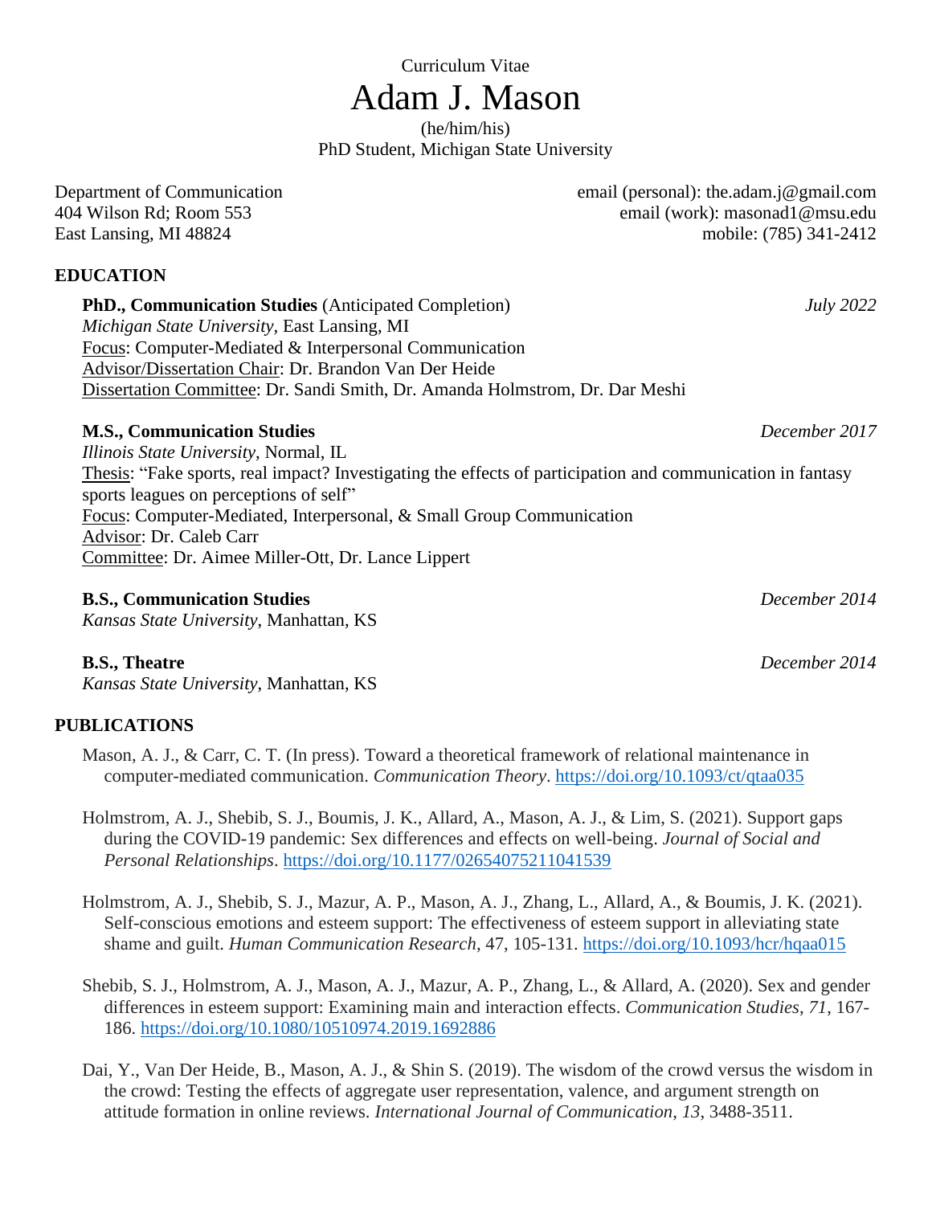Curriculum Vitae

# Adam J. Mason

(he/him/his)
PhD Student, Michigan State University

Department of Communication
404 Wilson Rd; Room 553
East Lansing, MI 48824

email (personal): the.adam.j@gmail.com
email (work): masonad1@msu.edu
mobile: (785) 341-2412

## EDUCATION

**PhD., Communication Studies** (Anticipated Completion) *July 2022*
*Michigan State University*, East Lansing, MI
Focus: Computer-Mediated & Interpersonal Communication
Advisor/Dissertation Chair: Dr. Brandon Van Der Heide
Dissertation Committee: Dr. Sandi Smith, Dr. Amanda Holmstrom, Dr. Dar Meshi

**M.S., Communication Studies** *December 2017*
*Illinois State University*, Normal, IL
Thesis: "Fake sports, real impact? Investigating the effects of participation and communication in fantasy sports leagues on perceptions of self"
Focus: Computer-Mediated, Interpersonal, & Small Group Communication
Advisor: Dr. Caleb Carr
Committee: Dr. Aimee Miller-Ott, Dr. Lance Lippert

**B.S., Communication Studies** *December 2014*
*Kansas State University*, Manhattan, KS

**B.S., Theatre** *December 2014*
*Kansas State University*, Manhattan, KS

## PUBLICATIONS

Mason, A. J., & Carr, C. T. (In press). Toward a theoretical framework of relational maintenance in computer-mediated communication. *Communication Theory*. https://doi.org/10.1093/ct/qtaa035

Holmstrom, A. J., Shebib, S. J., Boumis, J. K., Allard, A., Mason, A. J., & Lim, S. (2021). Support gaps during the COVID-19 pandemic: Sex differences and effects on well-being. *Journal of Social and Personal Relationships*. https://doi.org/10.1177/02654075211041539

Holmstrom, A. J., Shebib, S. J., Mazur, A. P., Mason, A. J., Zhang, L., Allard, A., & Boumis, J. K. (2021). Self-conscious emotions and esteem support: The effectiveness of esteem support in alleviating state shame and guilt. *Human Communication Research*, 47, 105-131. https://doi.org/10.1093/hcr/hqaa015

Shebib, S. J., Holmstrom, A. J., Mason, A. J., Mazur, A. P., Zhang, L., & Allard, A. (2020). Sex and gender differences in esteem support: Examining main and interaction effects. *Communication Studies*, *71*, 167-186. https://doi.org/10.1080/10510974.2019.1692886

Dai, Y., Van Der Heide, B., Mason, A. J., & Shin S. (2019). The wisdom of the crowd versus the wisdom in the crowd: Testing the effects of aggregate user representation, valence, and argument strength on attitude formation in online reviews. *International Journal of Communication*, *13*, 3488-3511.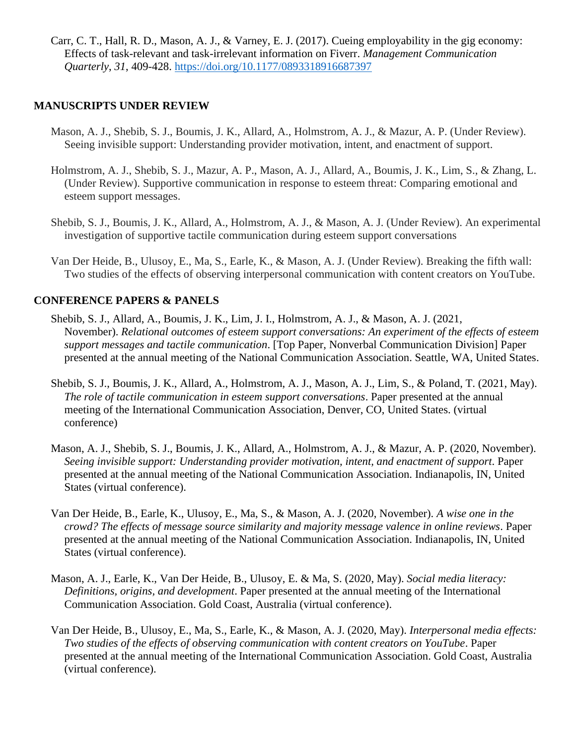Carr, C. T., Hall, R. D., Mason, A. J., & Varney, E. J. (2017). Cueing employability in the gig economy: Effects of task-relevant and task-irrelevant information on Fiverr. *Management Communication Quarterly*, *31*, 409-428. https://doi.org/10.1177/0893318916687397

## MANUSCRIPTS UNDER REVIEW

Mason, A. J., Shebib, S. J., Boumis, J. K., Allard, A., Holmstrom, A. J., & Mazur, A. P. (Under Review). Seeing invisible support: Understanding provider motivation, intent, and enactment of support.

Holmstrom, A. J., Shebib, S. J., Mazur, A. P., Mason, A. J., Allard, A., Boumis, J. K., Lim, S., & Zhang, L. (Under Review). Supportive communication in response to esteem threat: Comparing emotional and esteem support messages.

Shebib, S. J., Boumis, J. K., Allard, A., Holmstrom, A. J., & Mason, A. J. (Under Review). An experimental investigation of supportive tactile communication during esteem support conversations

Van Der Heide, B., Ulusoy, E., Ma, S., Earle, K., & Mason, A. J. (Under Review). Breaking the fifth wall: Two studies of the effects of observing interpersonal communication with content creators on YouTube.

## CONFERENCE PAPERS & PANELS

Shebib, S. J., Allard, A., Boumis, J. K., Lim, J. I., Holmstrom, A. J., & Mason, A. J. (2021, November). *Relational outcomes of esteem support conversations: An experiment of the effects of esteem support messages and tactile communication*. [Top Paper, Nonverbal Communication Division] Paper presented at the annual meeting of the National Communication Association. Seattle, WA, United States.

Shebib, S. J., Boumis, J. K., Allard, A., Holmstrom, A. J., Mason, A. J., Lim, S., & Poland, T. (2021, May). *The role of tactile communication in esteem support conversations*. Paper presented at the annual meeting of the International Communication Association, Denver, CO, United States. (virtual conference)

Mason, A. J., Shebib, S. J., Boumis, J. K., Allard, A., Holmstrom, A. J., & Mazur, A. P. (2020, November). *Seeing invisible support: Understanding provider motivation, intent, and enactment of support*. Paper presented at the annual meeting of the National Communication Association. Indianapolis, IN, United States (virtual conference).

Van Der Heide, B., Earle, K., Ulusoy, E., Ma, S., & Mason, A. J. (2020, November). *A wise one in the crowd? The effects of message source similarity and majority message valence in online reviews*. Paper presented at the annual meeting of the National Communication Association. Indianapolis, IN, United States (virtual conference).

Mason, A. J., Earle, K., Van Der Heide, B., Ulusoy, E. & Ma, S. (2020, May). *Social media literacy: Definitions, origins, and development*. Paper presented at the annual meeting of the International Communication Association. Gold Coast, Australia (virtual conference).

Van Der Heide, B., Ulusoy, E., Ma, S., Earle, K., & Mason, A. J. (2020, May). *Interpersonal media effects: Two studies of the effects of observing communication with content creators on YouTube*. Paper presented at the annual meeting of the International Communication Association. Gold Coast, Australia (virtual conference).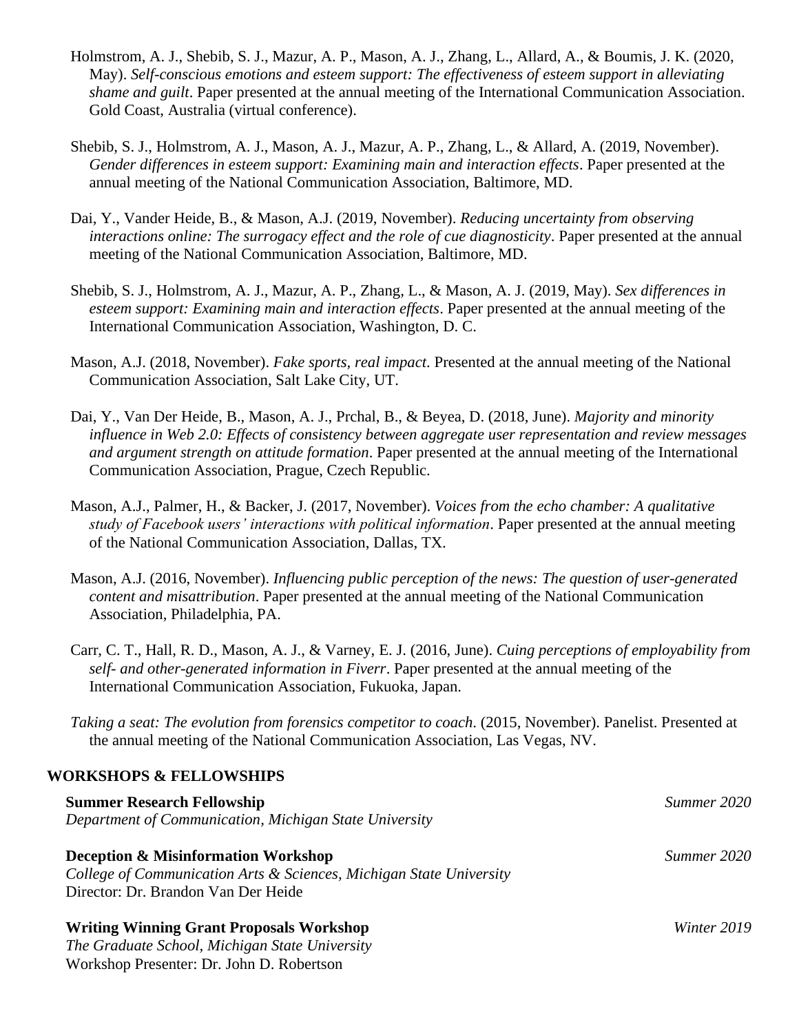Holmstrom, A. J., Shebib, S. J., Mazur, A. P., Mason, A. J., Zhang, L., Allard, A., & Boumis, J. K. (2020, May). *Self-conscious emotions and esteem support: The effectiveness of esteem support in alleviating shame and guilt*. Paper presented at the annual meeting of the International Communication Association. Gold Coast, Australia (virtual conference).

Shebib, S. J., Holmstrom, A. J., Mason, A. J., Mazur, A. P., Zhang, L., & Allard, A. (2019, November). *Gender differences in esteem support: Examining main and interaction effects*. Paper presented at the annual meeting of the National Communication Association, Baltimore, MD.

Dai, Y., Vander Heide, B., & Mason, A.J. (2019, November). *Reducing uncertainty from observing interactions online: The surrogacy effect and the role of cue diagnosticity*. Paper presented at the annual meeting of the National Communication Association, Baltimore, MD.

Shebib, S. J., Holmstrom, A. J., Mazur, A. P., Zhang, L., & Mason, A. J. (2019, May). *Sex differences in esteem support: Examining main and interaction effects*. Paper presented at the annual meeting of the International Communication Association, Washington, D. C.

Mason, A.J. (2018, November). *Fake sports, real impact*. Presented at the annual meeting of the National Communication Association, Salt Lake City, UT.

Dai, Y., Van Der Heide, B., Mason, A. J., Prchal, B., & Beyea, D. (2018, June). *Majority and minority influence in Web 2.0: Effects of consistency between aggregate user representation and review messages and argument strength on attitude formation*. Paper presented at the annual meeting of the International Communication Association, Prague, Czech Republic.

Mason, A.J., Palmer, H., & Backer, J. (2017, November). *Voices from the echo chamber: A qualitative study of Facebook users' interactions with political information*. Paper presented at the annual meeting of the National Communication Association, Dallas, TX.

Mason, A.J. (2016, November). *Influencing public perception of the news: The question of user-generated content and misattribution*. Paper presented at the annual meeting of the National Communication Association, Philadelphia, PA.

Carr, C. T., Hall, R. D., Mason, A. J., & Varney, E. J. (2016, June). *Cuing perceptions of employability from self- and other-generated information in Fiverr*. Paper presented at the annual meeting of the International Communication Association, Fukuoka, Japan.

*Taking a seat: The evolution from forensics competitor to coach*. (2015, November). Panelist. Presented at the annual meeting of the National Communication Association, Las Vegas, NV.

## WORKSHOPS & FELLOWSHIPS

**Summer Research Fellowship** — *Summer 2020*
*Department of Communication, Michigan State University*

**Deception & Misinformation Workshop** — *Summer 2020*
*College of Communication Arts & Sciences, Michigan State University*
Director: Dr. Brandon Van Der Heide

**Writing Winning Grant Proposals Workshop** — *Winter 2019*
*The Graduate School, Michigan State University*
Workshop Presenter: Dr. John D. Robertson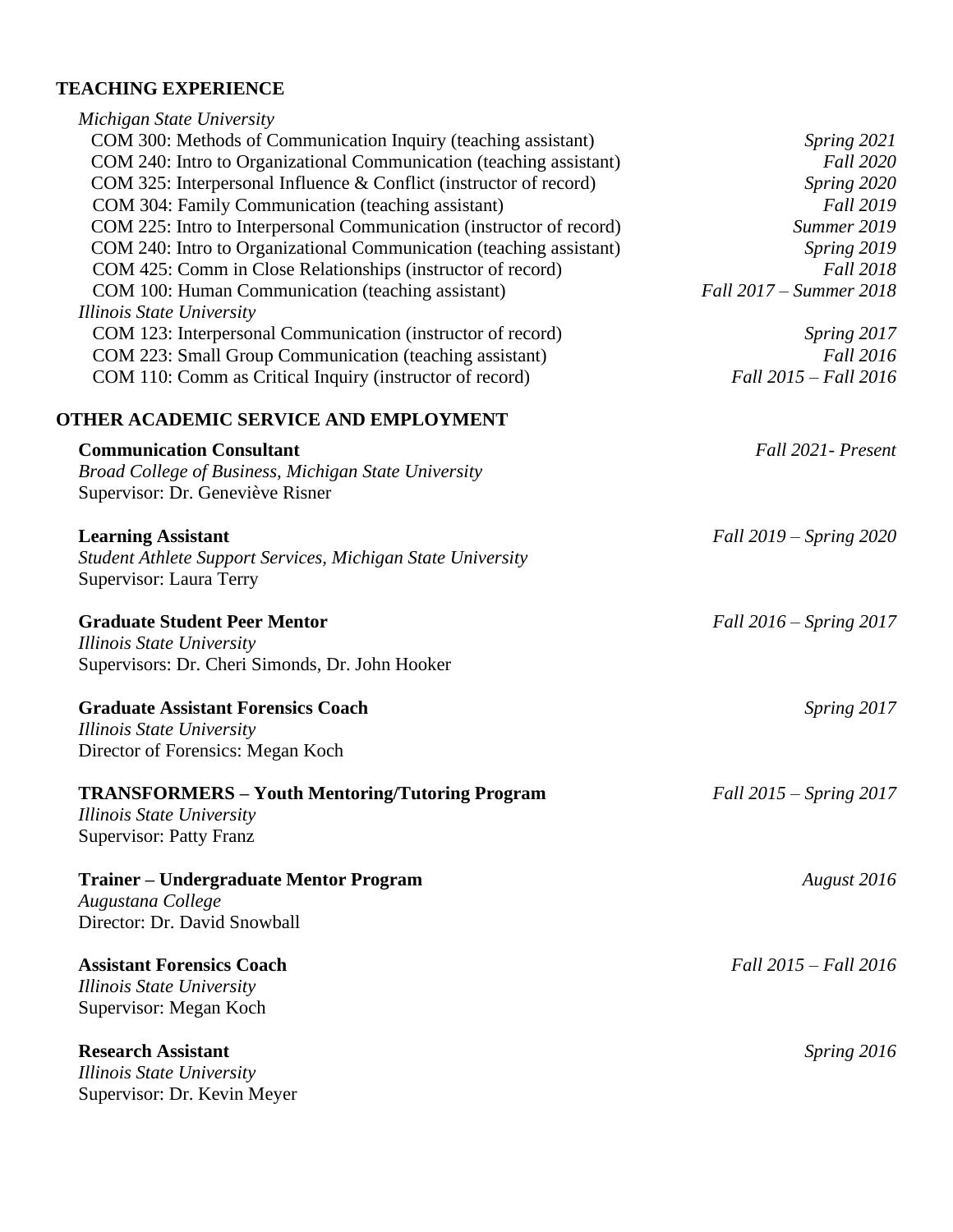## TEACHING EXPERIENCE

*Michigan State University*

- COM 300: Methods of Communication Inquiry (teaching assistant) — *Spring 2021*
- COM 240: Intro to Organizational Communication (teaching assistant) — *Fall 2020*
- COM 325: Interpersonal Influence & Conflict (instructor of record) — *Spring 2020*
- COM 304: Family Communication (teaching assistant) — *Fall 2019*
- COM 225: Intro to Interpersonal Communication (instructor of record) — *Summer 2019*
- COM 240: Intro to Organizational Communication (teaching assistant) — *Spring 2019*
- COM 425: Comm in Close Relationships (instructor of record) — *Fall 2018*
- COM 100: Human Communication (teaching assistant) — *Fall 2017 – Summer 2018*

*Illinois State University*

- COM 123: Interpersonal Communication (instructor of record) — *Spring 2017*
- COM 223: Small Group Communication (teaching assistant) — *Fall 2016*
- COM 110: Comm as Critical Inquiry (instructor of record) — *Fall 2015 – Fall 2016*

## OTHER ACADEMIC SERVICE AND EMPLOYMENT

**Communication Consultant** — *Fall 2021- Present*
*Broad College of Business, Michigan State University*
Supervisor: Dr. Geneviève Risner

**Learning Assistant** — *Fall 2019 – Spring 2020*
*Student Athlete Support Services, Michigan State University*
Supervisor: Laura Terry

**Graduate Student Peer Mentor** — *Fall 2016 – Spring 2017*
*Illinois State University*
Supervisors: Dr. Cheri Simonds, Dr. John Hooker

**Graduate Assistant Forensics Coach** — *Spring 2017*
*Illinois State University*
Director of Forensics: Megan Koch

**TRANSFORMERS – Youth Mentoring/Tutoring Program** — *Fall 2015 – Spring 2017*
*Illinois State University*
Supervisor: Patty Franz

**Trainer – Undergraduate Mentor Program** — *August 2016*
*Augustana College*
Director: Dr. David Snowball

**Assistant Forensics Coach** — *Fall 2015 – Fall 2016*
*Illinois State University*
Supervisor: Megan Koch

**Research Assistant** — *Spring 2016*
*Illinois State University*
Supervisor: Dr. Kevin Meyer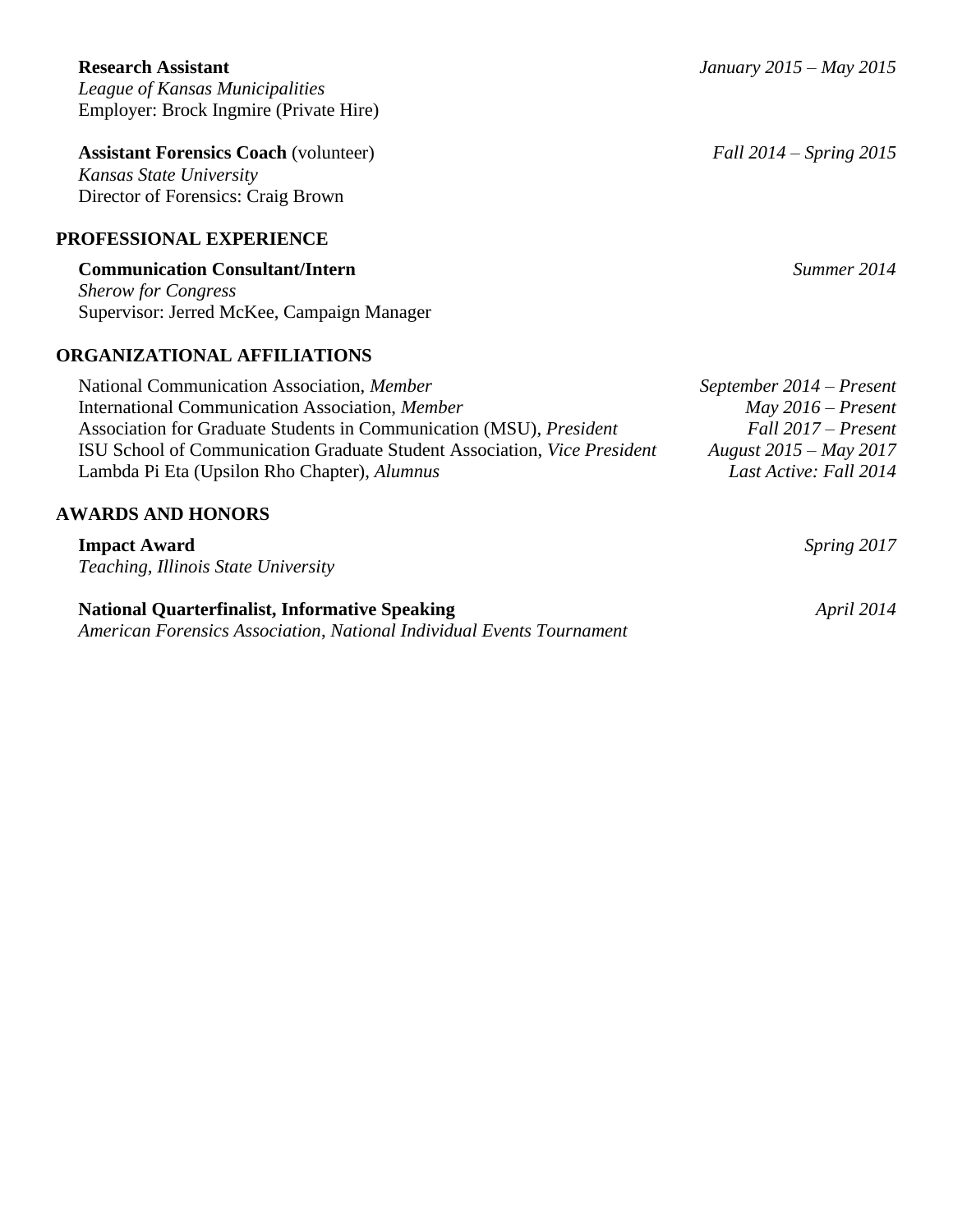**Research Assistant** *January 2015 – May 2015*
*League of Kansas Municipalities*
Employer: Brock Ingmire (Private Hire)

**Assistant Forensics Coach** (volunteer) *Fall 2014 – Spring 2015*
*Kansas State University*
Director of Forensics: Craig Brown

## PROFESSIONAL EXPERIENCE

**Communication Consultant/Intern** *Summer 2014*
*Sherow for Congress*
Supervisor: Jerred McKee, Campaign Manager

## ORGANIZATIONAL AFFILIATIONS

National Communication Association, *Member* *September 2014 – Present*
International Communication Association, *Member* *May 2016 – Present*
Association for Graduate Students in Communication (MSU), *President* *Fall 2017 – Present*
ISU School of Communication Graduate Student Association, *Vice President* *August 2015 – May 2017*
Lambda Pi Eta (Upsilon Rho Chapter), *Alumnus* *Last Active: Fall 2014*

## AWARDS AND HONORS

**Impact Award** *Spring 2017*
*Teaching, Illinois State University*

**National Quarterfinalist, Informative Speaking** *April 2014*
*American Forensics Association, National Individual Events Tournament*